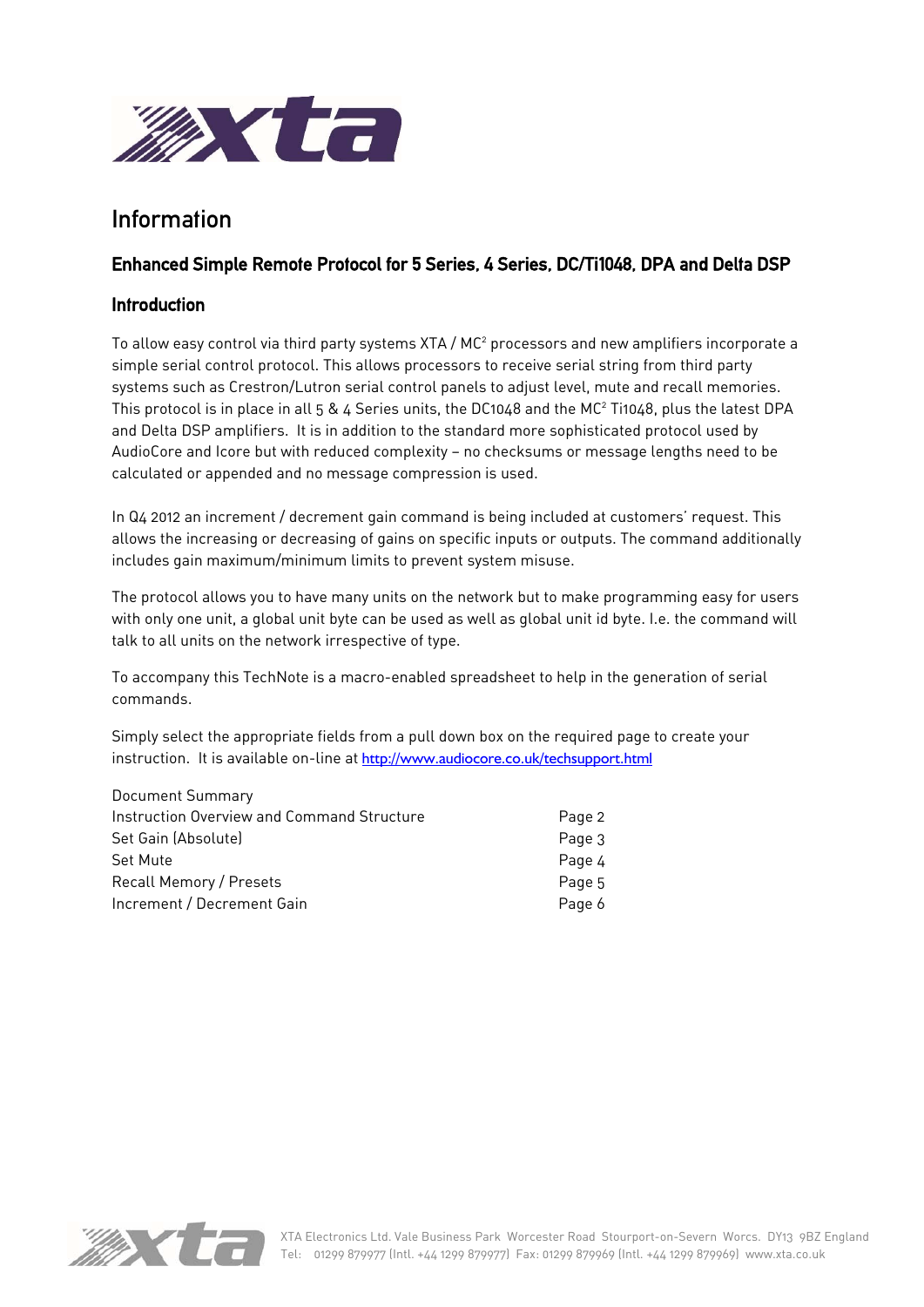# Information

## Enhanced Simple Remote Protocol for 5 Series, 4 Series, DC/Ti1048, DPA and Delta DSP

### Introduction

To allow easy control via third party systems XTA / MC² processors and new amplifiers incorporate a simple serial control protocol. This allows processors to receive serial string from third party systems such as Crestron/Lutron serial control panels to adjust level, mute and recall memories. This protocol is in place in all 5 & 4 Series units, the DC1048 and the MC² Ti1048, plus the latest DPA and Delta DSP amplifiers. It is in addition to the standard more sophisticated protocol used by AudioCore and Icore but with reduced complexity – no checksums or message lengths need to be calculated or appended and no message compression is used.

In Q4 2012 an increment / decrement gain command is being included at customers' request. This allows the increasing or decreasing of gains on specific inputs or outputs. The command additionally includes gain maximum/minimum limits to prevent system misuse.

The protocol allows you to have many units on the network but to make programming easy for users with only one unit, a global unit byte can be used as well as global unit id byte. I.e. the command will talk to all units on the network irrespective of type.

To accompany this TechNote is a macro-enabled spreadsheet to help in the generation of serial commands.

Simply select the appropriate fields from a pull down box on the required page to create your instruction. It is available on-line at http://www.audiocore.co.uk/techsupport.html

| Document Summary | |
|---|---|
| Instruction Overview and Command Structure | Page 2 |
| Set Gain (Absolute) | Page 3 |
| Set Mute | Page 4 |
| Recall Memory / Presets | Page 5 |
| Increment / Decrement Gain | Page 6 |

XTA Electronics Ltd. Vale Business Park Worcester Road Stourport-on-Severn Worcs. DY13 9BZ England
Tel: 01299 879977 (Intl. +44 1299 879977) Fax: 01299 879969 (Intl. +44 1299 879969) www.xta.co.uk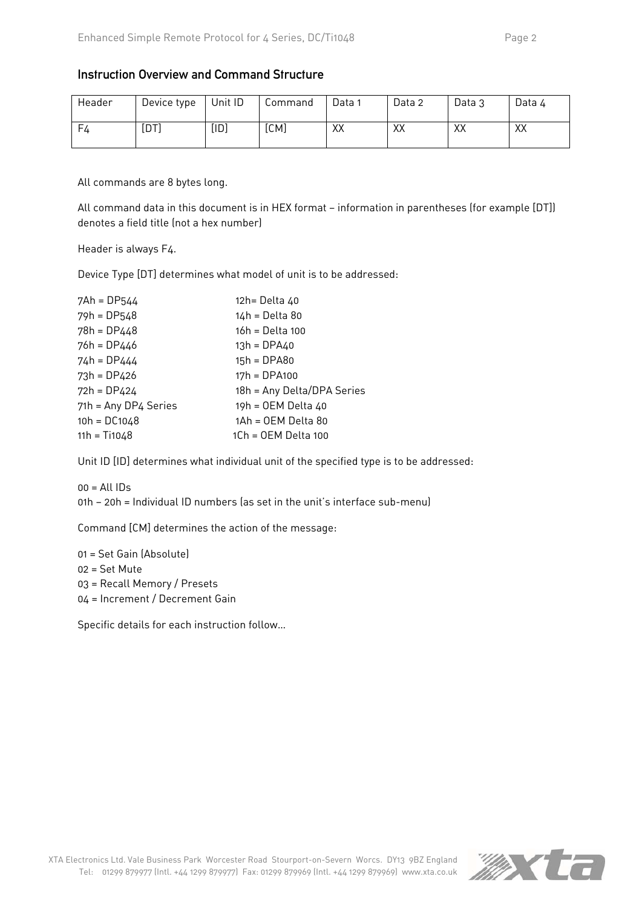## Instruction Overview and Command Structure

| Header | Device type | Unit ID | Command | Data 1 | Data 2 | Data 3 | Data 4 |
|---|---|---|---|---|---|---|---|
| F4 | [DT] | [ID] | [CM] | XX | XX | XX | XX |

All commands are 8 bytes long.

All command data in this document is in HEX format – information in parentheses (for example [DT]) denotes a field title (not a hex number)

Header is always F4.

Device Type [DT] determines what model of unit is to be addressed:

7Ah = DP544
79h = DP548
78h = DP448
76h = DP446
74h = DP444
73h = DP426
72h = DP424
71h = Any DP4 Series
10h = DC1048
11h = Ti1048

12h= Delta 40
14h = Delta 80
16h = Delta 100
13h = DPA40
15h = DPA80
17h = DPA100
18h = Any Delta/DPA Series
19h = OEM Delta 40
1Ah = OEM Delta 80
1Ch = OEM Delta 100

Unit ID [ID] determines what individual unit of the specified type is to be addressed:

00 = All IDs
01h – 20h = Individual ID numbers (as set in the unit's interface sub-menu)

Command [CM] determines the action of the message:

01 = Set Gain (Absolute)
02 = Set Mute
03 = Recall Memory / Presets
04 = Increment / Decrement Gain

Specific details for each instruction follow…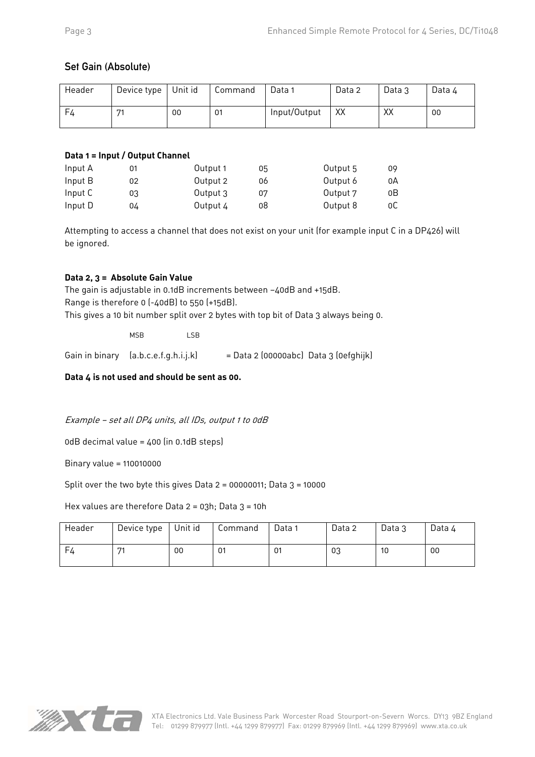## Set Gain (Absolute)

| Header | Device type | Unit id | Command | Data 1 | Data 2 | Data 3 | Data 4 |
|---|---|---|---|---|---|---|---|
| F4 | 71 | 00 | 01 | Input/Output | XX | XX | 00 |

**Data 1 = Input / Output Channel**

| | | | | | |
|---|---|---|---|---|---|
| Input A | 01 | Output 1 | 05 | Output 5 | 09 |
| Input B | 02 | Output 2 | 06 | Output 6 | 0A |
| Input C | 03 | Output 3 | 07 | Output 7 | 0B |
| Input D | 04 | Output 4 | 08 | Output 8 | 0C |

Attempting to access a channel that does not exist on your unit (for example input C in a DP426) will be ignored.

**Data 2, 3 = Absolute Gain Value**

The gain is adjustable in 0.1dB increments between –40dB and +15dB.
Range is therefore 0 (-40dB) to 550 (+15dB).
This gives a 10 bit number split over 2 bytes with top bit of Data 3 always being 0.

MSB LSB

Gain in binary (a.b.c.e.f.g.h.i.j.k) = Data 2 (00000abc) Data 3 (0efghijk)

**Data 4 is not used and should be sent as 00.**

*Example – set all DP4 units, all IDs, output 1 to 0dB*

0dB decimal value = 400 (in 0.1dB steps)

Binary value = 110010000

Split over the two byte this gives Data 2 = 00000011; Data 3 = 10000

Hex values are therefore Data 2 = 03h; Data 3 = 10h

| Header | Device type | Unit id | Command | Data 1 | Data 2 | Data 3 | Data 4 |
|---|---|---|---|---|---|---|---|
| F4 | 71 | 00 | 01 | 01 | 03 | 10 | 00 |

XTA Electronics Ltd. Vale Business Park Worcester Road Stourport-on-Severn Worcs. DY13 9BZ England
Tel: 01299 879977 (Intl. +44 1299 879977) Fax: 01299 879969 (Intl. +44 1299 879969) www.xta.co.uk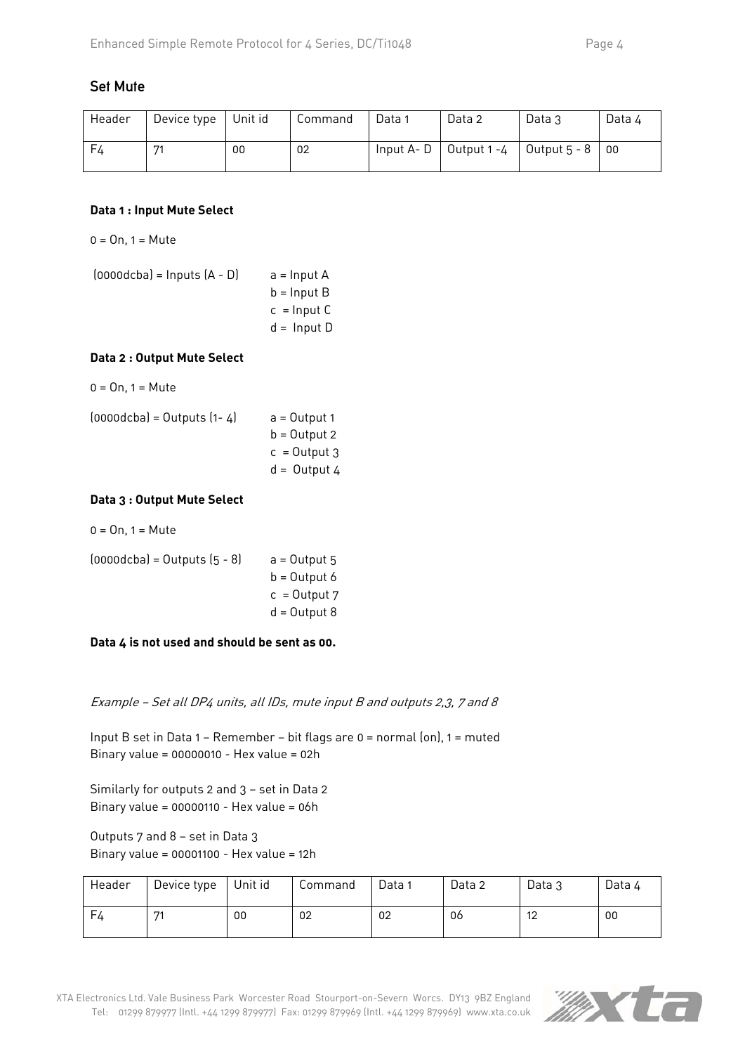## Set Mute

| Header | Device type | Unit id | Command | Data 1 | Data 2 | Data 3 | Data 4 |
|---|---|---|---|---|---|---|---|
| F4 | 71 | 00 | 02 | Input A- D | Output 1 -4 | Output 5 - 8 | 00 |

**Data 1 : Input Mute Select**

0 = On, 1 = Mute

(0000dcba) = Inputs (A - D)
a = Input A
b = Input B
c = Input C
d = Input D

**Data 2 : Output Mute Select**

0 = On, 1 = Mute

(0000dcba) = Outputs (1- 4)
a = Output 1
b = Output 2
c = Output 3
d = Output 4

**Data 3 : Output Mute Select**

0 = On, 1 = Mute

(0000dcba) = Outputs (5 - 8)
a = Output 5
b = Output 6
c = Output 7
d = Output 8

**Data 4 is not used and should be sent as 00.**

*Example – Set all DP4 units, all IDs, mute input B and outputs 2,3, 7 and 8*

Input B set in Data 1 – Remember – bit flags are 0 = normal (on), 1 = muted
Binary value = 00000010 - Hex value = 02h

Similarly for outputs 2 and 3 – set in Data 2
Binary value = 00000110 - Hex value = 06h

Outputs 7 and 8 – set in Data 3
Binary value = 00001100 - Hex value = 12h

| Header | Device type | Unit id | Command | Data 1 | Data 2 | Data 3 | Data 4 |
|---|---|---|---|---|---|---|---|
| F4 | 71 | 00 | 02 | 02 | 06 | 12 | 00 |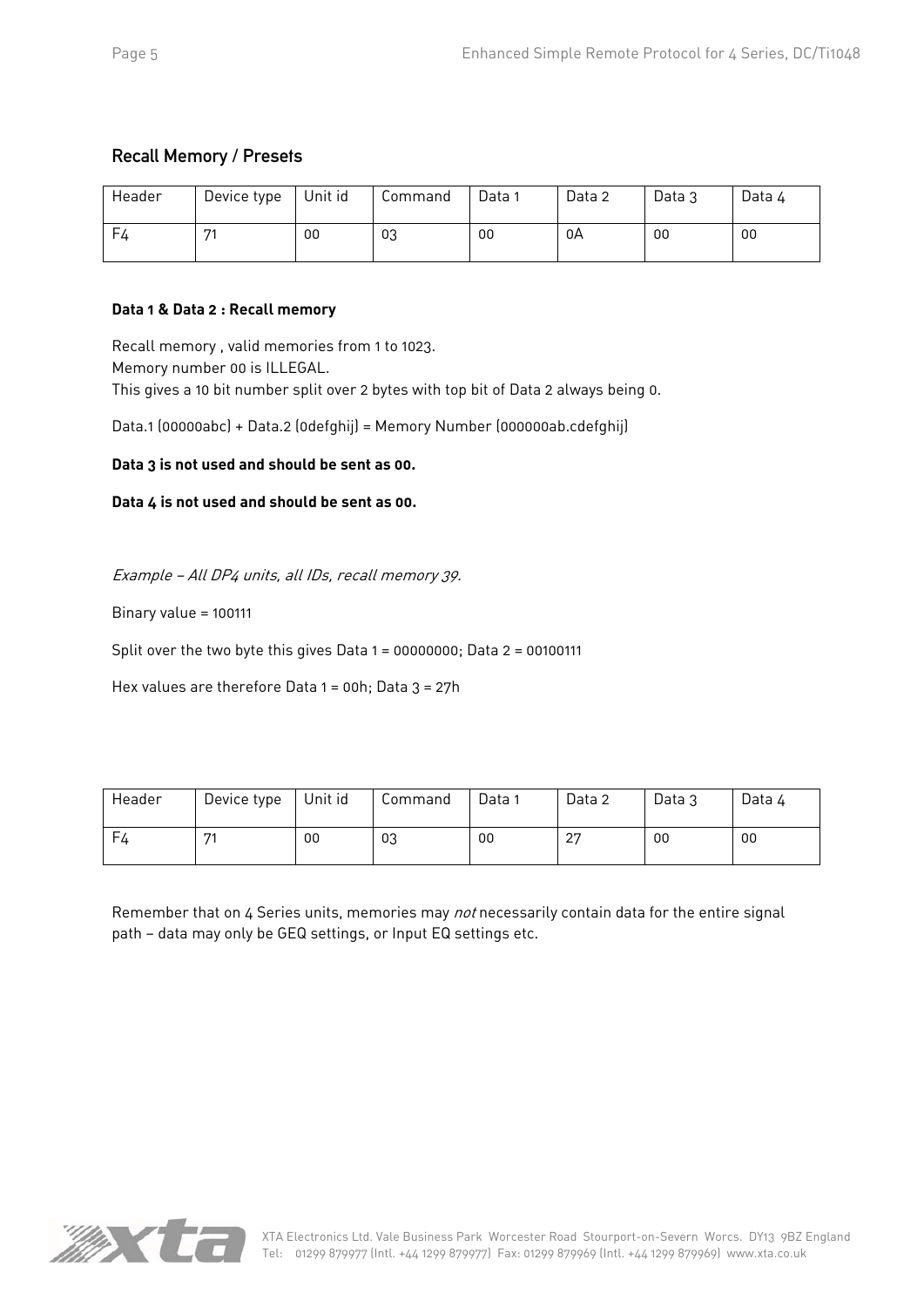## Recall Memory / Presets

| Header | Device type | Unit id | Command | Data 1 | Data 2 | Data 3 | Data 4 |
|---|---|---|---|---|---|---|---|
| F4 | 71 | 00 | 03 | 00 | 0A | 00 | 00 |

**Data 1 & Data 2 : Recall memory**

Recall memory , valid memories from 1 to 1023.
Memory number 00 is ILLEGAL.
This gives a 10 bit number split over 2 bytes with top bit of Data 2 always being 0.

Data.1 (00000abc) + Data.2 (0defghij) = Memory Number (000000ab.cdefghij)

**Data 3 is not used and should be sent as 00.**

**Data 4 is not used and should be sent as 00.**

*Example – All DP4 units, all IDs, recall memory 39.*

Binary value = 100111

Split over the two byte this gives Data 1 = 00000000; Data 2 = 00100111

Hex values are therefore Data 1 = 00h; Data 3 = 27h

| Header | Device type | Unit id | Command | Data 1 | Data 2 | Data 3 | Data 4 |
|---|---|---|---|---|---|---|---|
| F4 | 71 | 00 | 03 | 00 | 27 | 00 | 00 |

Remember that on 4 Series units, memories may *not* necessarily contain data for the entire signal path – data may only be GEQ settings, or Input EQ settings etc.

XTA Electronics Ltd. Vale Business Park Worcester Road Stourport-on-Severn Worcs. DY13 9BZ England
Tel: 01299 879977 (Intl. +44 1299 879977) Fax: 01299 879969 (Intl. +44 1299 879969) www.xta.co.uk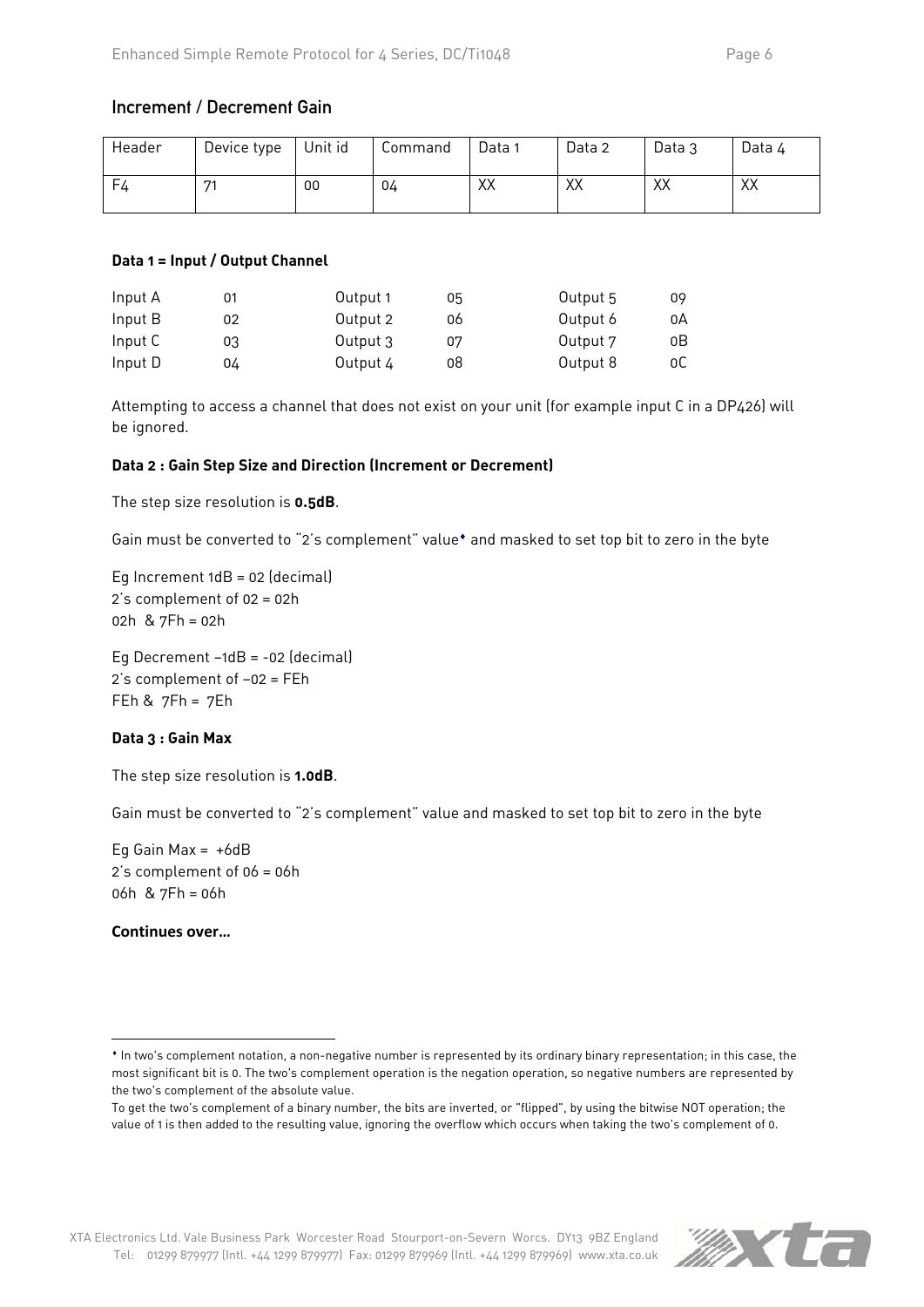## Increment / Decrement Gain

| Header | Device type | Unit id | Command | Data 1 | Data 2 | Data 3 | Data 4 |
|---|---|---|---|---|---|---|---|
| F4 | 71 | 00 | 04 | XX | XX | XX | XX |

**Data 1 = Input / Output Channel**

| | | | | | |
|---|---|---|---|---|---|
| Input A | 01 | Output 1 | 05 | Output 5 | 09 |
| Input B | 02 | Output 2 | 06 | Output 6 | 0A |
| Input C | 03 | Output 3 | 07 | Output 7 | 0B |
| Input D | 04 | Output 4 | 08 | Output 8 | 0C |

Attempting to access a channel that does not exist on your unit (for example input C in a DP426) will be ignored.

**Data 2 : Gain Step Size and Direction (Increment or Decrement)**

The step size resolution is **0.5dB**.

Gain must be converted to "2's complement" value[♦] and masked to set top bit to zero in the byte

Eg Increment 1dB = 02 (decimal)
2's complement of 02 = 02h
02h & 7Fh = 02h

Eg Decrement –1dB = -02 (decimal)
2's complement of –02 = FEh
FEh & 7Fh = 7Eh

**Data 3 : Gain Max**

The step size resolution is **1.0dB**.

Gain must be converted to "2's complement" value and masked to set top bit to zero in the byte

Eg Gain Max = +6dB
2's complement of 06 = 06h
06h & 7Fh = 06h

**Continues over…**

---

[♦] In two's complement notation, a non-negative number is represented by its ordinary binary representation; in this case, the most significant bit is 0. The two's complement operation is the negation operation, so negative numbers are represented by the two's complement of the absolute value.
To get the two's complement of a binary number, the bits are inverted, or "flipped", by using the bitwise NOT operation; the value of 1 is then added to the resulting value, ignoring the overflow which occurs when taking the two's complement of 0.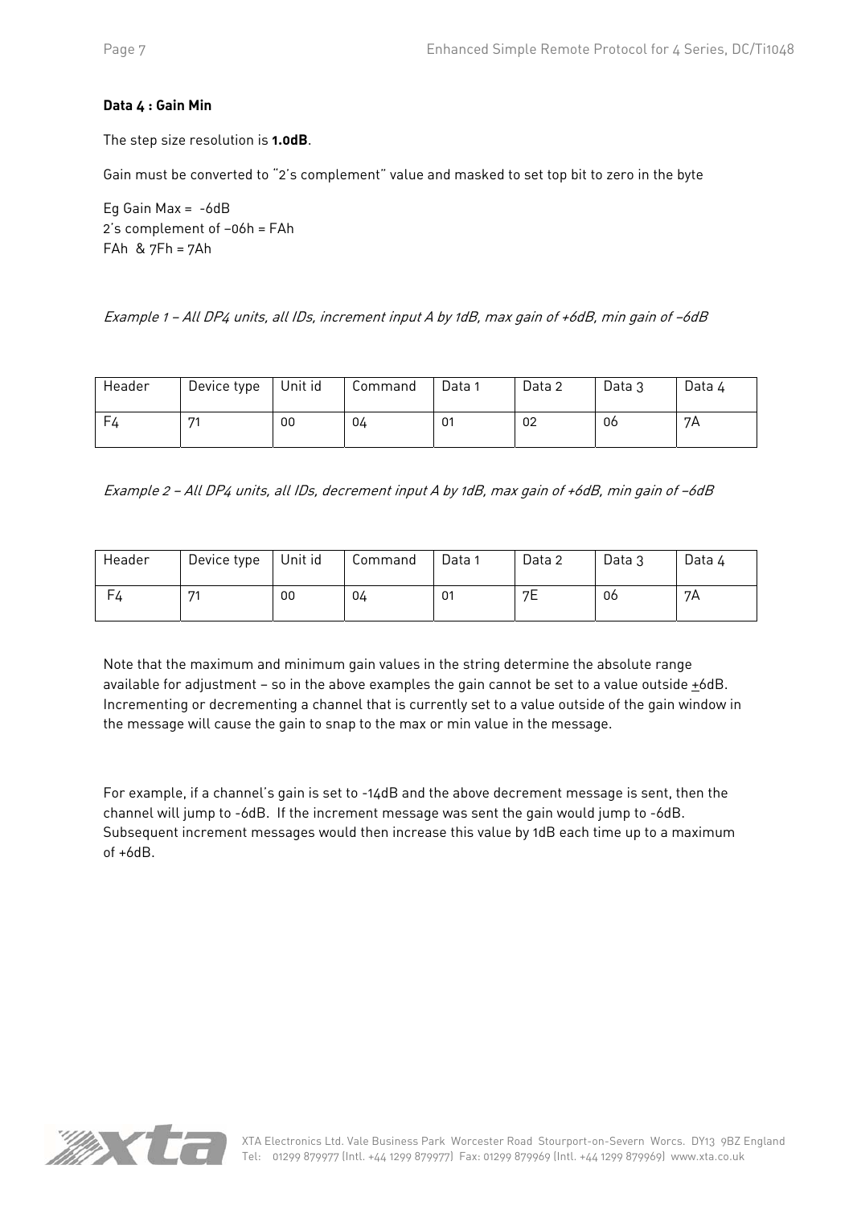**Data 4 : Gain Min**

The step size resolution is **1.0dB**.

Gain must be converted to "2's complement" value and masked to set top bit to zero in the byte

Eg Gain Max = -6dB  
2's complement of –06h = FAh  
FAh & 7Fh = 7Ah

*Example 1 – All DP4 units, all IDs, increment input A by 1dB, max gain of +6dB, min gain of –6dB*

| Header | Device type | Unit id | Command | Data 1 | Data 2 | Data 3 | Data 4 |
|---|---|---|---|---|---|---|---|
| F4 | 71 | 00 | 04 | 01 | 02 | 06 | 7A |

*Example 2 – All DP4 units, all IDs, decrement input A by 1dB, max gain of +6dB, min gain of –6dB*

| Header | Device type | Unit id | Command | Data 1 | Data 2 | Data 3 | Data 4 |
|---|---|---|---|---|---|---|---|
| F4 | 71 | 00 | 04 | 01 | 7E | 06 | 7A |

Note that the maximum and minimum gain values in the string determine the absolute range available for adjustment – so in the above examples the gain cannot be set to a value outside ±6dB. Incrementing or decrementing a channel that is currently set to a value outside of the gain window in the message will cause the gain to snap to the max or min value in the message.

For example, if a channel's gain is set to -14dB and the above decrement message is sent, then the channel will jump to -6dB. If the increment message was sent the gain would jump to -6dB. Subsequent increment messages would then increase this value by 1dB each time up to a maximum of +6dB.